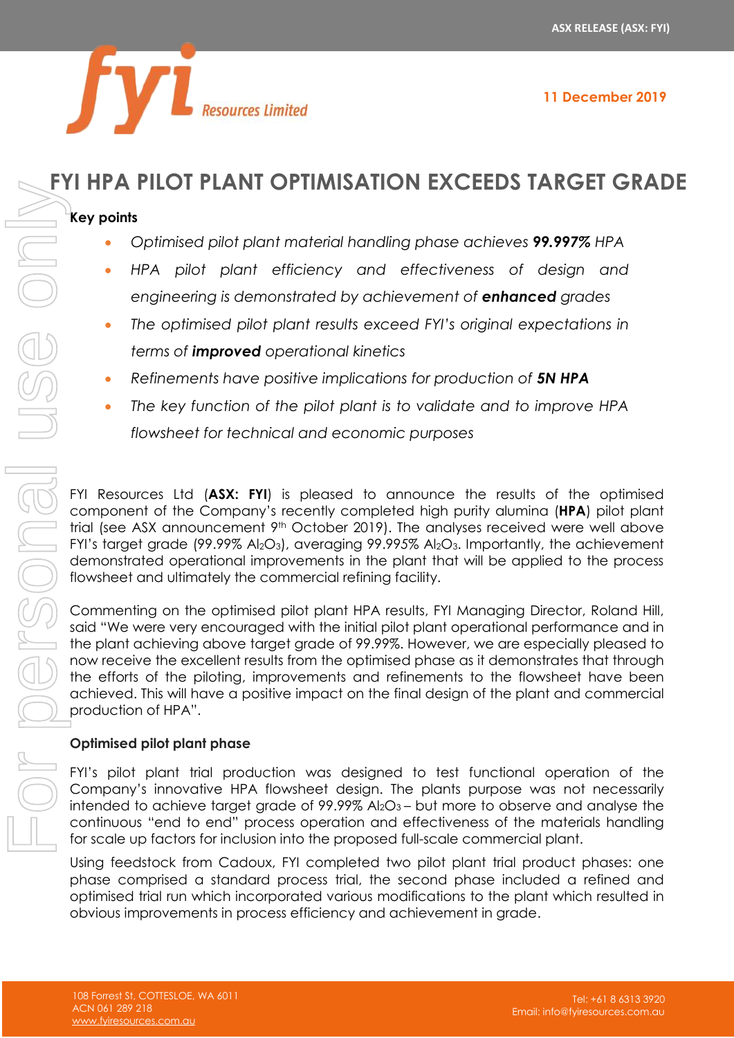ASX RELEASE (ASX: FYI)

11 December 2019

# FYI HPA PILOT PLANT OPTIMISATION EXCEEDS TARGET GRADE

**Key points**

- *Optimised pilot plant material handling phase achieves **99.997%** HPA*
- *HPA pilot plant efficiency and effectiveness of design and engineering is demonstrated by achievement of **enhanced** grades*
- *The optimised pilot plant results exceed FYI's original expectations in terms of **improved** operational kinetics*
- *Refinements have positive implications for production of **5N HPA***
- *The key function of the pilot plant is to validate and to improve HPA flowsheet for technical and economic purposes*

FYI Resources Ltd (**ASX: FYI**) is pleased to announce the results of the optimised component of the Company's recently completed high purity alumina (**HPA**) pilot plant trial (see ASX announcement 9th October 2019). The analyses received were well above FYI's target grade (99.99% $Al_2O_3$), averaging 99.995% $Al_2O_3$. Importantly, the achievement demonstrated operational improvements in the plant that will be applied to the process flowsheet and ultimately the commercial refining facility.

Commenting on the optimised pilot plant HPA results, FYI Managing Director, Roland Hill, said "We were very encouraged with the initial pilot plant operational performance and in the plant achieving above target grade of 99.99%. However, we are especially pleased to now receive the excellent results from the optimised phase as it demonstrates that through the efforts of the piloting, improvements and refinements to the flowsheet have been achieved. This will have a positive impact on the final design of the plant and commercial production of HPA".

**Optimised pilot plant phase**

FYI's pilot plant trial production was designed to test functional operation of the Company's innovative HPA flowsheet design. The plants purpose was not necessarily intended to achieve target grade of 99.99% $Al_2O_3$ – but more to observe and analyse the continuous "end to end" process operation and effectiveness of the materials handling for scale up factors for inclusion into the proposed full-scale commercial plant.

Using feedstock from Cadoux, FYI completed two pilot plant trial product phases: one phase comprised a standard process trial, the second phase included a refined and optimised trial run which incorporated various modifications to the plant which resulted in obvious improvements in process efficiency and achievement in grade.

108 Forrest St, COTTESLOE, WA 6011
ACN 061 289 218
www.fyiresources.com.au

Tel: +61 8 6313 3920
Email: info@fyiresources.com.au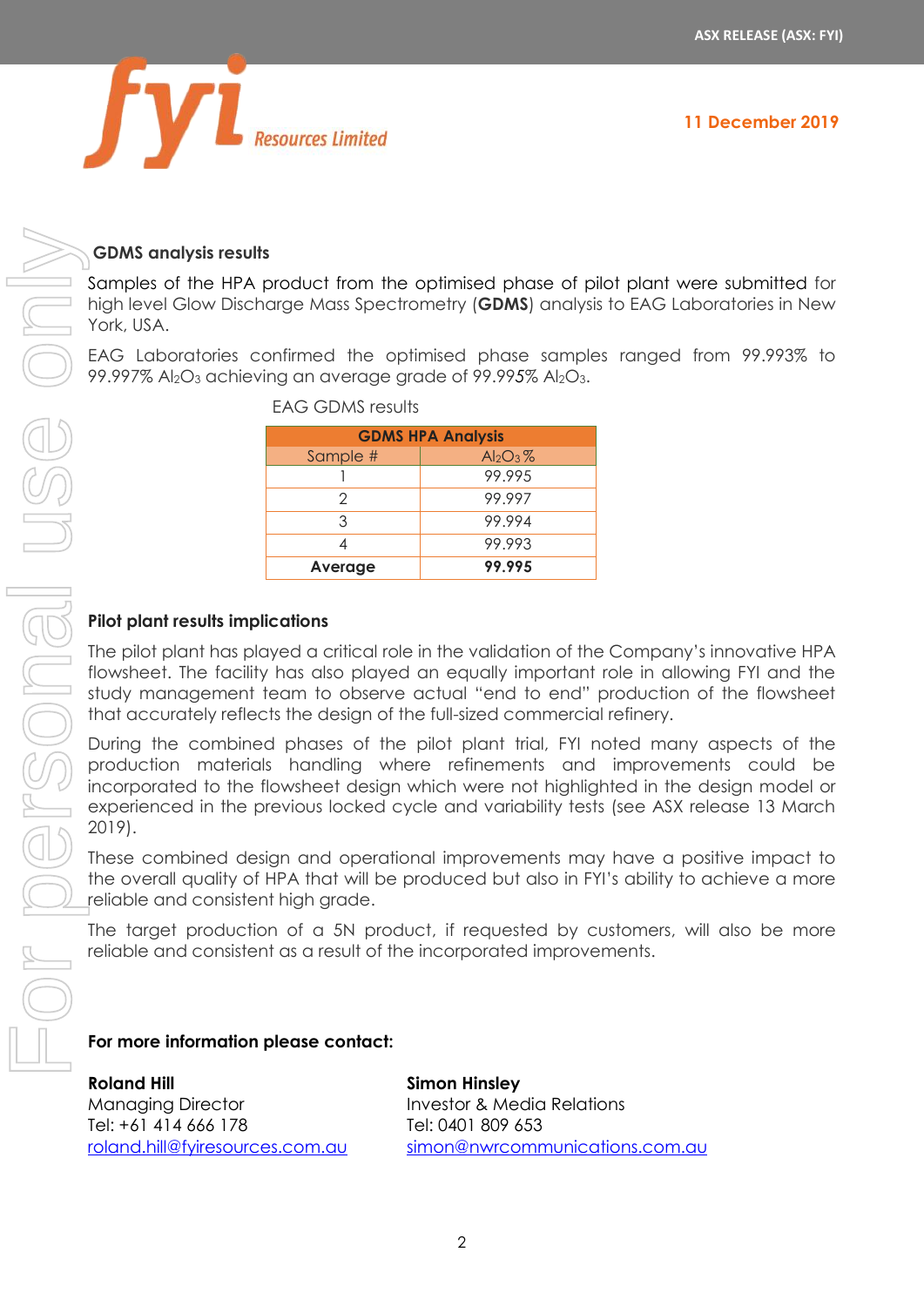## GDMS analysis results

Samples of the HPA product from the optimised phase of pilot plant were submitted for high level Glow Discharge Mass Spectrometry (**GDMS**) analysis to EAG Laboratories in New York, USA.

EAG Laboratories confirmed the optimised phase samples ranged from 99.993% to 99.997% $Al_2O_3$ achieving an average grade of 99.995% $Al_2O_3$.

EAG GDMS results

| GDMS HPA Analysis | |
|---|---|
| Sample # | $Al_2O_3$ % |
| 1 | 99.995 |
| 2 | 99.997 |
| 3 | 99.994 |
| 4 | 99.993 |
| **Average** | **99.995** |

## Pilot plant results implications

The pilot plant has played a critical role in the validation of the Company's innovative HPA flowsheet. The facility has also played an equally important role in allowing FYI and the study management team to observe actual "end to end" production of the flowsheet that accurately reflects the design of the full-sized commercial refinery.

During the combined phases of the pilot plant trial, FYI noted many aspects of the production materials handling where refinements and improvements could be incorporated to the flowsheet design which were not highlighted in the design model or experienced in the previous locked cycle and variability tests (see ASX release 13 March 2019).

These combined design and operational improvements may have a positive impact to the overall quality of HPA that will be produced but also in FYI's ability to achieve a more reliable and consistent high grade.

The target production of a 5N product, if requested by customers, will also be more reliable and consistent as a result of the incorporated improvements.

**For more information please contact:**

**Roland Hill**
Managing Director
Tel: +61 414 666 178
roland.hill@fyiresources.com.au

**Simon Hinsley**
Investor & Media Relations
Tel: 0401 809 653
simon@nwrcommunications.com.au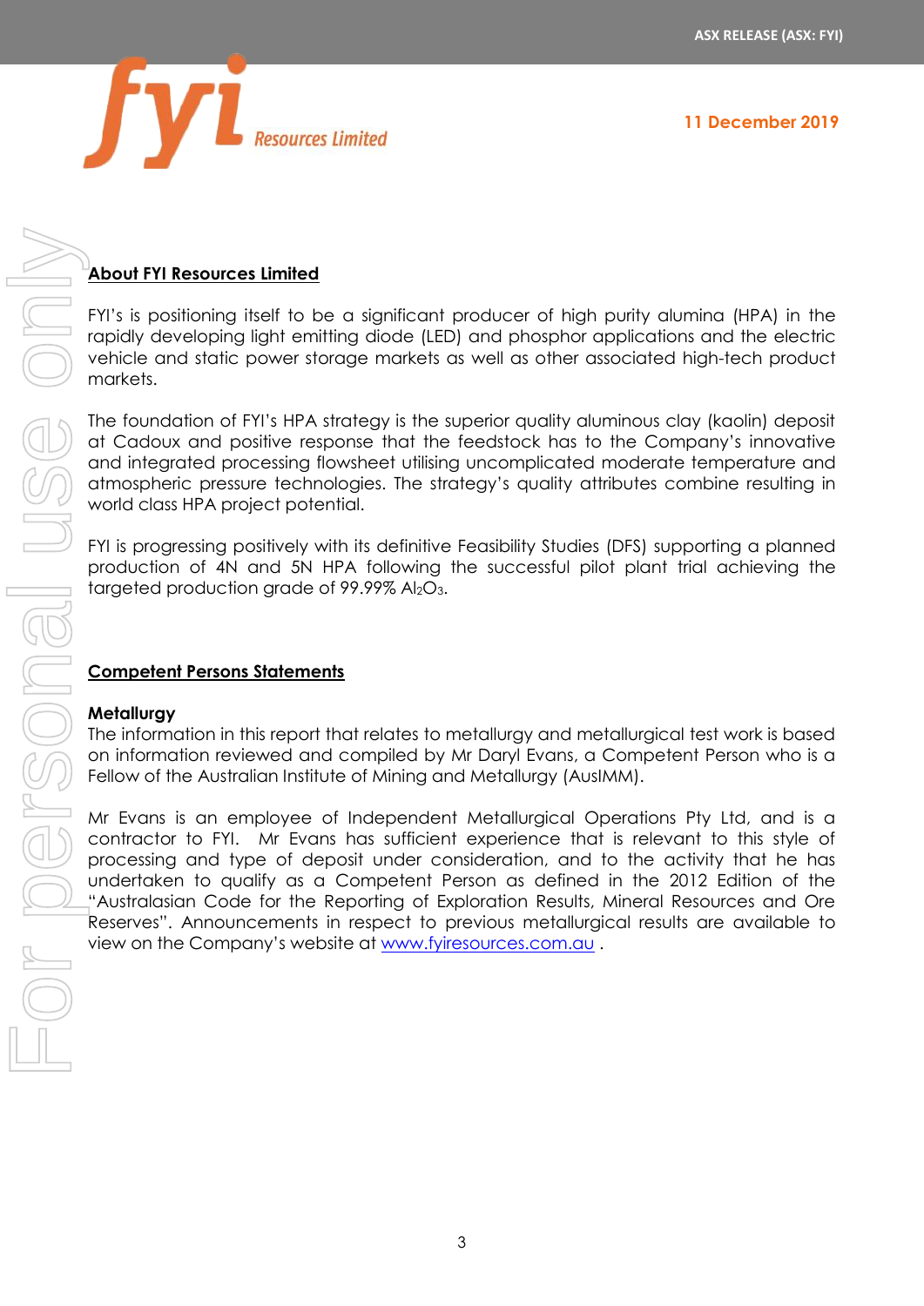## About FYI Resources Limited

FYI's is positioning itself to be a significant producer of high purity alumina (HPA) in the rapidly developing light emitting diode (LED) and phosphor applications and the electric vehicle and static power storage markets as well as other associated high-tech product markets.

The foundation of FYI's HPA strategy is the superior quality aluminous clay (kaolin) deposit at Cadoux and positive response that the feedstock has to the Company's innovative and integrated processing flowsheet utilising uncomplicated moderate temperature and atmospheric pressure technologies. The strategy's quality attributes combine resulting in world class HPA project potential.

FYI is progressing positively with its definitive Feasibility Studies (DFS) supporting a planned production of 4N and 5N HPA following the successful pilot plant trial achieving the targeted production grade of 99.99% $Al_2O_3$.

## Competent Persons Statements

### Metallurgy

The information in this report that relates to metallurgy and metallurgical test work is based on information reviewed and compiled by Mr Daryl Evans, a Competent Person who is a Fellow of the Australian Institute of Mining and Metallurgy (AusIMM).

Mr Evans is an employee of Independent Metallurgical Operations Pty Ltd, and is a contractor to FYI. Mr Evans has sufficient experience that is relevant to this style of processing and type of deposit under consideration, and to the activity that he has undertaken to qualify as a Competent Person as defined in the 2012 Edition of the "Australasian Code for the Reporting of Exploration Results, Mineral Resources and Ore Reserves". Announcements in respect to previous metallurgical results are available to view on the Company's website at www.fyiresources.com.au .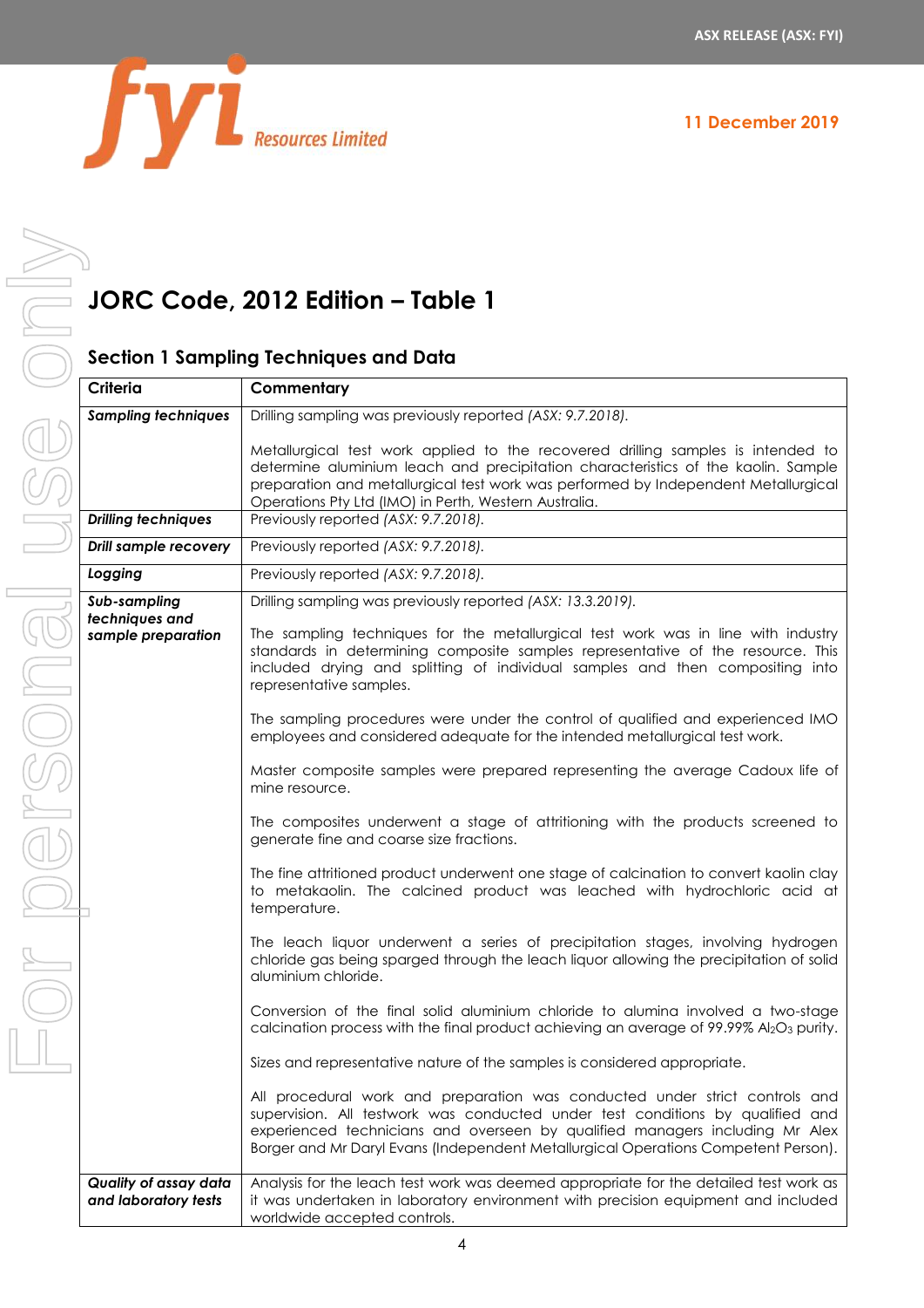# JORC Code, 2012 Edition – Table 1

## Section 1 Sampling Techniques and Data

| Criteria | Commentary |
|---|---|
| ***Sampling techniques*** | Drilling sampling was previously reported *(ASX: 9.7.2018)*.<br><br>Metallurgical test work applied to the recovered drilling samples is intended to determine aluminium leach and precipitation characteristics of the kaolin. Sample preparation and metallurgical test work was performed by Independent Metallurgical Operations Pty Ltd (IMO) in Perth, Western Australia. |
| ***Drilling techniques*** | Previously reported *(ASX: 9.7.2018)*. |
| ***Drill sample recovery*** | Previously reported *(ASX: 9.7.2018)*. |
| ***Logging*** | Previously reported *(ASX: 9.7.2018)*. |
| ***Sub-sampling techniques and sample preparation*** | Drilling sampling was previously reported *(ASX: 13.3.2019)*.<br><br>The sampling techniques for the metallurgical test work was in line with industry standards in determining composite samples representative of the resource. This included drying and splitting of individual samples and then compositing into representative samples.<br><br>The sampling procedures were under the control of qualified and experienced IMO employees and considered adequate for the intended metallurgical test work.<br><br>Master composite samples were prepared representing the average Cadoux life of mine resource.<br><br>The composites underwent a stage of attritioning with the products screened to generate fine and coarse size fractions.<br><br>The fine attritioned product underwent one stage of calcination to convert kaolin clay to metakaolin. The calcined product was leached with hydrochloric acid at temperature.<br><br>The leach liquor underwent a series of precipitation stages, involving hydrogen chloride gas being sparged through the leach liquor allowing the precipitation of solid aluminium chloride.<br><br>Conversion of the final solid aluminium chloride to alumina involved a two-stage calcination process with the final product achieving an average of 99.99% $Al_2O_3$ purity.<br><br>Sizes and representative nature of the samples is considered appropriate.<br><br>All procedural work and preparation was conducted under strict controls and supervision. All testwork was conducted under test conditions by qualified and experienced technicians and overseen by qualified managers including Mr Alex Borger and Mr Daryl Evans (Independent Metallurgical Operations Competent Person). |
| ***Quality of assay data and laboratory tests*** | Analysis for the leach test work was deemed appropriate for the detailed test work as it was undertaken in laboratory environment with precision equipment and included worldwide accepted controls. |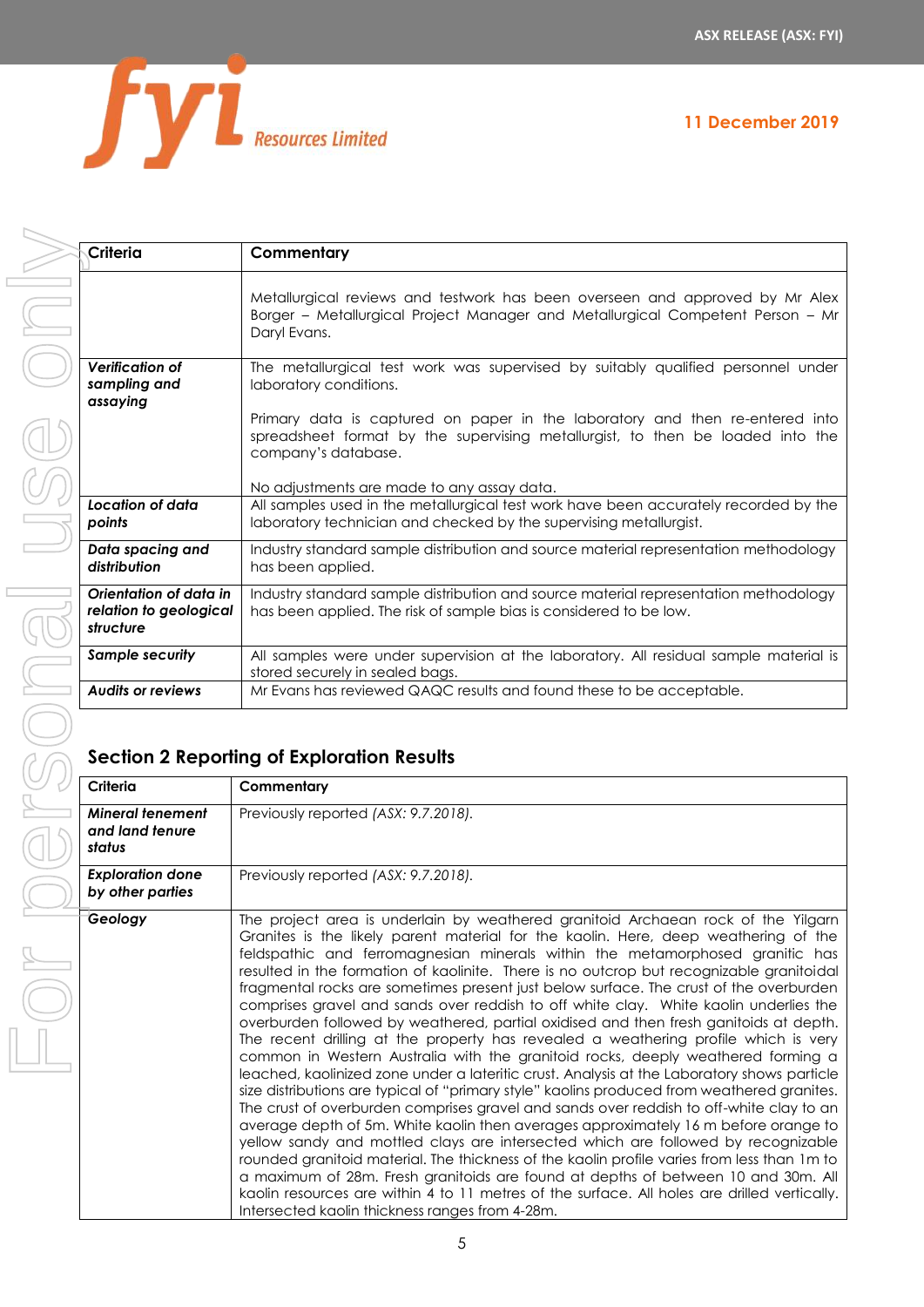| Criteria | Commentary |
|---|---|
| | Metallurgical reviews and testwork has been overseen and approved by Mr Alex Borger – Metallurgical Project Manager and Metallurgical Competent Person – Mr Daryl Evans. |
| ***Verification of sampling and assaying*** | The metallurgical test work was supervised by suitably qualified personnel under laboratory conditions.<br><br>Primary data is captured on paper in the laboratory and then re-entered into spreadsheet format by the supervising metallurgist, to then be loaded into the company's database.<br><br>No adjustments are made to any assay data. |
| ***Location of data points*** | All samples used in the metallurgical test work have been accurately recorded by the laboratory technician and checked by the supervising metallurgist. |
| ***Data spacing and distribution*** | Industry standard sample distribution and source material representation methodology has been applied. |
| ***Orientation of data in relation to geological structure*** | Industry standard sample distribution and source material representation methodology has been applied. The risk of sample bias is considered to be low. |
| ***Sample security*** | All samples were under supervision at the laboratory. All residual sample material is stored securely in sealed bags. |
| ***Audits or reviews*** | Mr Evans has reviewed QAQC results and found these to be acceptable. |

## Section 2 Reporting of Exploration Results

| Criteria | Commentary |
|---|---|
| ***Mineral tenement and land tenure status*** | Previously reported *(ASX: 9.7.2018).* |
| ***Exploration done by other parties*** | Previously reported *(ASX: 9.7.2018).* |
| ***Geology*** | The project area is underlain by weathered granitoid Archaean rock of the Yilgarn Granites is the likely parent material for the kaolin. Here, deep weathering of the feldspathic and ferromagnesian minerals within the metamorphosed granitic has resulted in the formation of kaolinite. There is no outcrop but recognizable granitoidal fragmental rocks are sometimes present just below surface. The crust of the overburden comprises gravel and sands over reddish to off white clay. White kaolin underlies the overburden followed by weathered, partial oxidised and then fresh ganitoids at depth. The recent drilling at the property has revealed a weathering profile which is very common in Western Australia with the granitoid rocks, deeply weathered forming a leached, kaolinized zone under a lateritic crust. Analysis at the Laboratory shows particle size distributions are typical of "primary style" kaolins produced from weathered granites. The crust of overburden comprises gravel and sands over reddish to off-white clay to an average depth of 5m. White kaolin then averages approximately 16 m before orange to yellow sandy and mottled clays are intersected which are followed by recognizable rounded granitoid material. The thickness of the kaolin profile varies from less than 1m to a maximum of 28m. Fresh granitoids are found at depths of between 10 and 30m. All kaolin resources are within 4 to 11 metres of the surface. All holes are drilled vertically. Intersected kaolin thickness ranges from 4-28m. |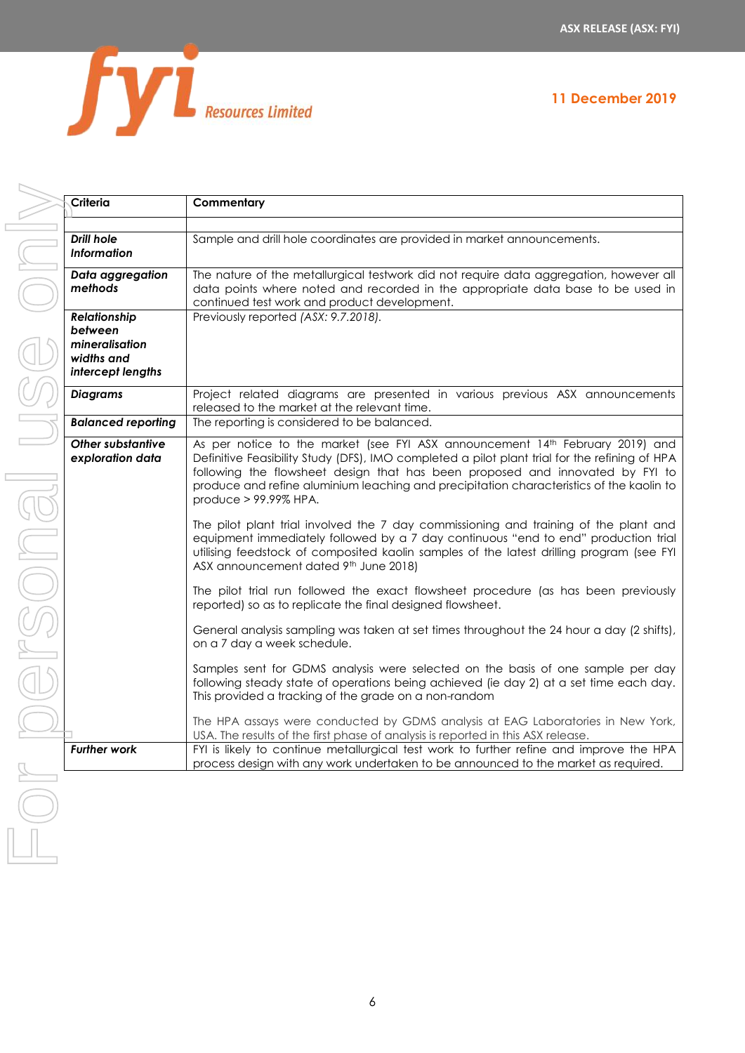| Criteria | Commentary |
|---|---|
| | |
| ***Drill hole Information*** | Sample and drill hole coordinates are provided in market announcements. |
| ***Data aggregation methods*** | The nature of the metallurgical testwork did not require data aggregation, however all data points where noted and recorded in the appropriate data base to be used in continued test work and product development. |
| ***Relationship between mineralisation widths and intercept lengths*** | Previously reported *(ASX: 9.7.2018).* |
| ***Diagrams*** | Project related diagrams are presented in various previous ASX announcements released to the market at the relevant time. |
| ***Balanced reporting*** | The reporting is considered to be balanced. |
| ***Other substantive exploration data*** | As per notice to the market (see FYI ASX announcement 14th February 2019) and Definitive Feasibility Study (DFS), IMO completed a pilot plant trial for the refining of HPA following the flowsheet design that has been proposed and innovated by FYI to produce and refine aluminium leaching and precipitation characteristics of the kaolin to produce > 99.99% HPA.<br><br>The pilot plant trial involved the 7 day commissioning and training of the plant and equipment immediately followed by a 7 day continuous "end to end" production trial utilising feedstock of composited kaolin samples of the latest drilling program (see FYI ASX announcement dated 9th June 2018)<br><br>The pilot trial run followed the exact flowsheet procedure (as has been previously reported) so as to replicate the final designed flowsheet.<br><br>General analysis sampling was taken at set times throughout the 24 hour a day (2 shifts), on a 7 day a week schedule.<br><br>Samples sent for GDMS analysis were selected on the basis of one sample per day following steady state of operations being achieved (ie day 2) at a set time each day. This provided a tracking of the grade on a non-random<br><br>The HPA assays were conducted by GDMS analysis at EAG Laboratories in New York, USA. The results of the first phase of analysis is reported in this ASX release. |
| ***Further work*** | FYI is likely to continue metallurgical test work to further refine and improve the HPA process design with any work undertaken to be announced to the market as required. |